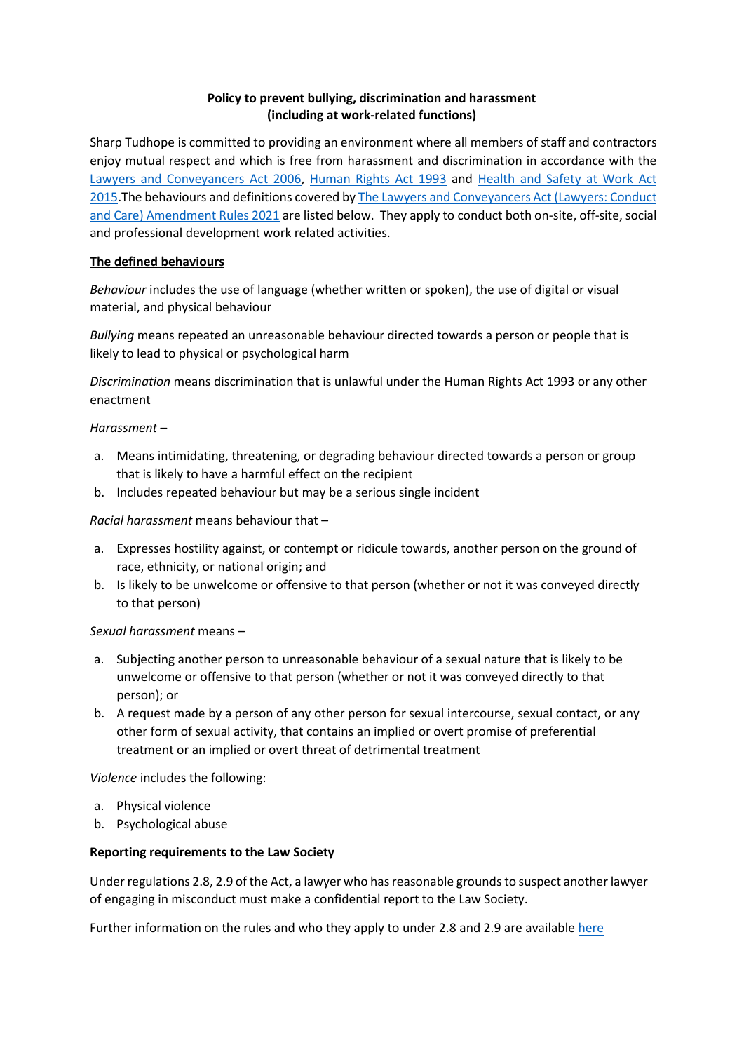**Policy to prevent bullying, discrimination and harassment (including at work-related functions)**

Sharp Tudhope is committed to providing an environment where all members of staff and contractors enjoy mutual respect and which is free from harassment and discrimination in accordance with the [Lawyers and Conveyancers Act 2006](), [Human Rights Act 1993]() and [Health and Safety at Work Act 2015]().The behaviours and definitions covered by [The Lawyers and Conveyancers Act (Lawyers: Conduct and Care) Amendment Rules 2021]() are listed below. They apply to conduct both on-site, off-site, social and professional development work related activities.

**<u>The defined behaviours</u>**

*Behaviour* includes the use of language (whether written or spoken), the use of digital or visual material, and physical behaviour

*Bullying* means repeated an unreasonable behaviour directed towards a person or people that is likely to lead to physical or psychological harm

*Discrimination* means discrimination that is unlawful under the Human Rights Act 1993 or any other enactment

*Harassment* –

a. Means intimidating, threatening, or degrading behaviour directed towards a person or group that is likely to have a harmful effect on the recipient
b. Includes repeated behaviour but may be a serious single incident

*Racial harassment* means behaviour that –

a. Expresses hostility against, or contempt or ridicule towards, another person on the ground of race, ethnicity, or national origin; and
b. Is likely to be unwelcome or offensive to that person (whether or not it was conveyed directly to that person)

*Sexual harassment* means –

a. Subjecting another person to unreasonable behaviour of a sexual nature that is likely to be unwelcome or offensive to that person (whether or not it was conveyed directly to that person); or
b. A request made by a person of any other person for sexual intercourse, sexual contact, or any other form of sexual activity, that contains an implied or overt promise of preferential treatment or an implied or overt threat of detrimental treatment

*Violence* includes the following:

a. Physical violence
b. Psychological abuse

**Reporting requirements to the Law Society**

Under regulations 2.8, 2.9 of the Act, a lawyer who has reasonable grounds to suspect another lawyer of engaging in misconduct must make a confidential report to the Law Society.

Further information on the rules and who they apply to under 2.8 and 2.9 are available [here]()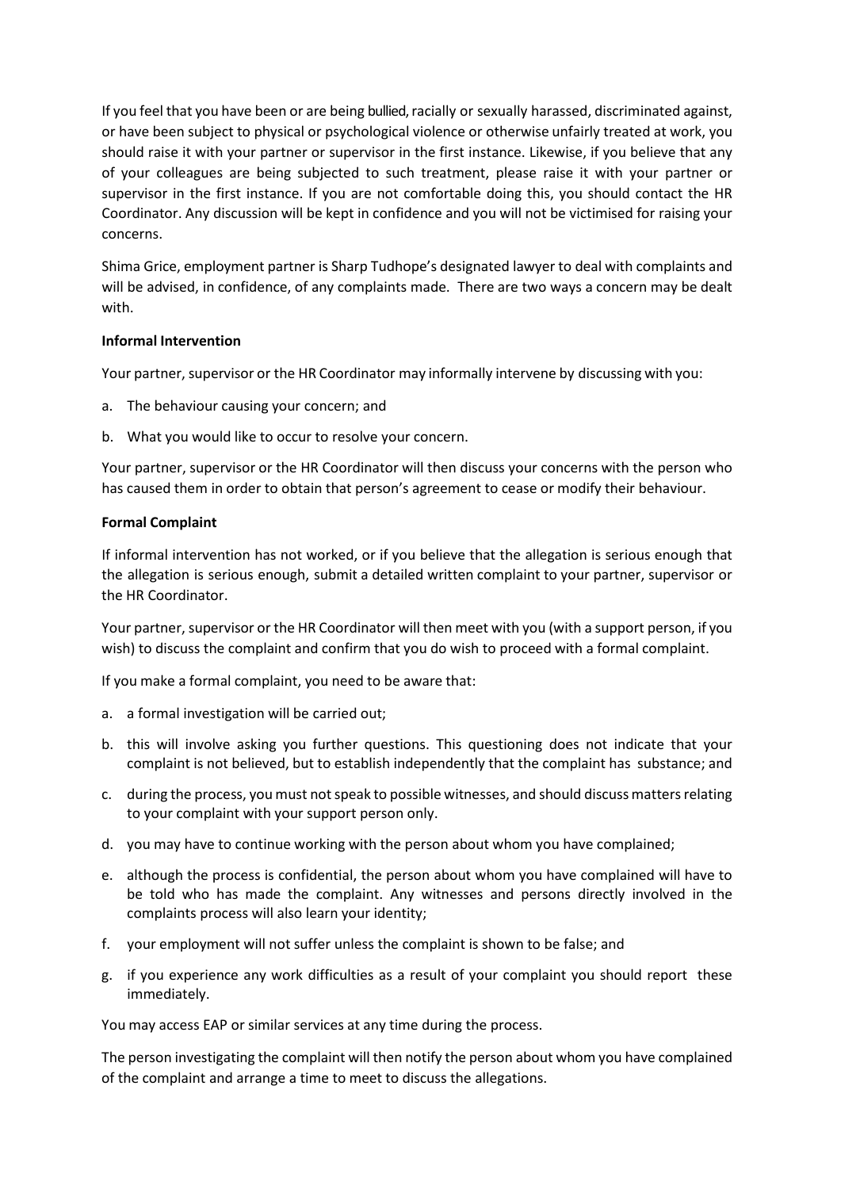If you feel that you have been or are being bullied, racially or sexually harassed, discriminated against, or have been subject to physical or psychological violence or otherwise unfairly treated at work, you should raise it with your partner or supervisor in the first instance. Likewise, if you believe that any of your colleagues are being subjected to such treatment, please raise it with your partner or supervisor in the first instance. If you are not comfortable doing this, you should contact the HR Coordinator. Any discussion will be kept in confidence and you will not be victimised for raising your concerns.

Shima Grice, employment partner is Sharp Tudhope's designated lawyer to deal with complaints and will be advised, in confidence, of any complaints made. There are two ways a concern may be dealt with.

**Informal Intervention**

Your partner, supervisor or the HR Coordinator may informally intervene by discussing with you:

a. The behaviour causing your concern; and

b. What you would like to occur to resolve your concern.

Your partner, supervisor or the HR Coordinator will then discuss your concerns with the person who has caused them in order to obtain that person's agreement to cease or modify their behaviour.

**Formal Complaint**

If informal intervention has not worked, or if you believe that the allegation is serious enough that the allegation is serious enough, submit a detailed written complaint to your partner, supervisor or the HR Coordinator.

Your partner, supervisor or the HR Coordinator will then meet with you (with a support person, if you wish) to discuss the complaint and confirm that you do wish to proceed with a formal complaint.

If you make a formal complaint, you need to be aware that:

a. a formal investigation will be carried out;

b. this will involve asking you further questions. This questioning does not indicate that your complaint is not believed, but to establish independently that the complaint has substance; and

c. during the process, you must not speak to possible witnesses, and should discuss matters relating to your complaint with your support person only.

d. you may have to continue working with the person about whom you have complained;

e. although the process is confidential, the person about whom you have complained will have to be told who has made the complaint. Any witnesses and persons directly involved in the complaints process will also learn your identity;

f. your employment will not suffer unless the complaint is shown to be false; and

g. if you experience any work difficulties as a result of your complaint you should report these immediately.

You may access EAP or similar services at any time during the process.

The person investigating the complaint will then notify the person about whom you have complained of the complaint and arrange a time to meet to discuss the allegations.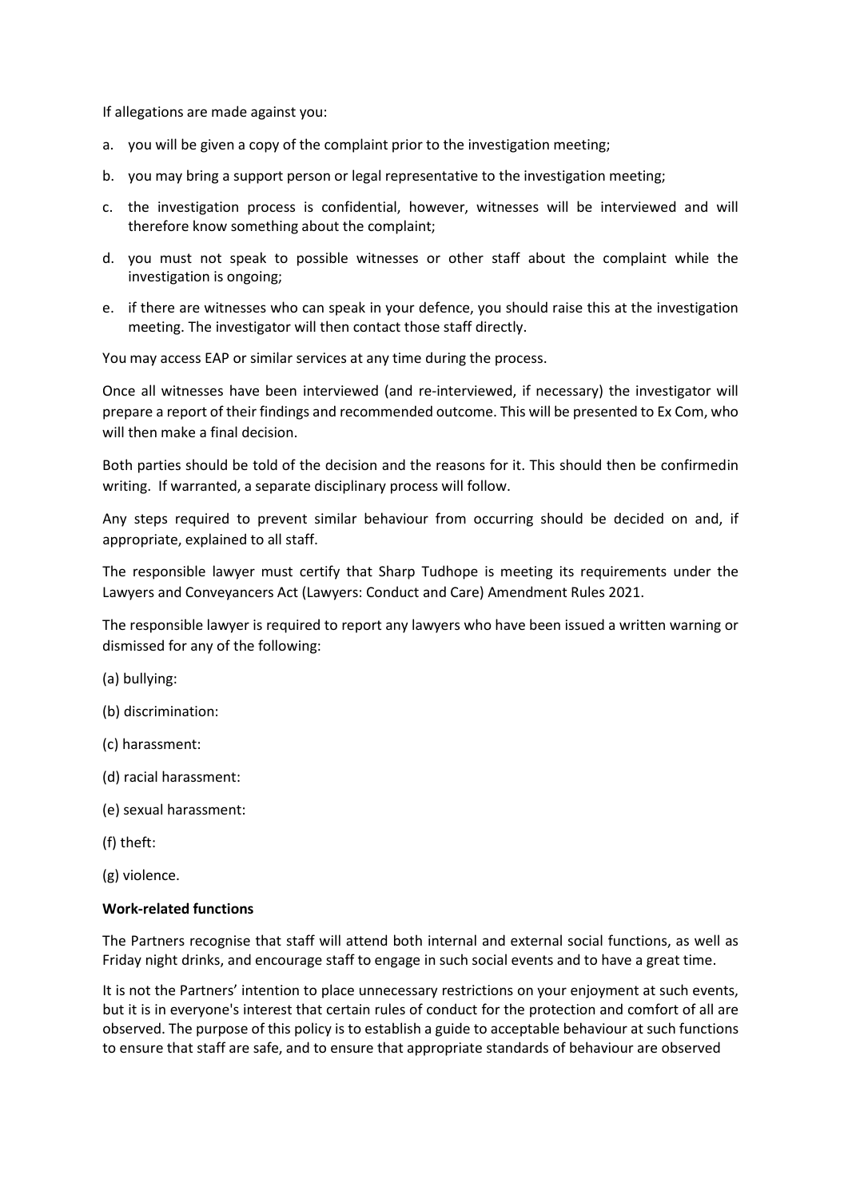If allegations are made against you:

a. you will be given a copy of the complaint prior to the investigation meeting;

b. you may bring a support person or legal representative to the investigation meeting;

c. the investigation process is confidential, however, witnesses will be interviewed and will therefore know something about the complaint;

d. you must not speak to possible witnesses or other staff about the complaint while the investigation is ongoing;

e. if there are witnesses who can speak in your defence, you should raise this at the investigation meeting. The investigator will then contact those staff directly.

You may access EAP or similar services at any time during the process.

Once all witnesses have been interviewed (and re-interviewed, if necessary) the investigator will prepare a report of their findings and recommended outcome. This will be presented to Ex Com, who will then make a final decision.

Both parties should be told of the decision and the reasons for it. This should then be confirmedin writing. If warranted, a separate disciplinary process will follow.

Any steps required to prevent similar behaviour from occurring should be decided on and, if appropriate, explained to all staff.

The responsible lawyer must certify that Sharp Tudhope is meeting its requirements under the Lawyers and Conveyancers Act (Lawyers: Conduct and Care) Amendment Rules 2021.

The responsible lawyer is required to report any lawyers who have been issued a written warning or dismissed for any of the following:

(a) bullying:

(b) discrimination:

(c) harassment:

(d) racial harassment:

(e) sexual harassment:

(f) theft:

(g) violence.

**Work-related functions**

The Partners recognise that staff will attend both internal and external social functions, as well as Friday night drinks, and encourage staff to engage in such social events and to have a great time.

It is not the Partners' intention to place unnecessary restrictions on your enjoyment at such events, but it is in everyone's interest that certain rules of conduct for the protection and comfort of all are observed. The purpose of this policy is to establish a guide to acceptable behaviour at such functions to ensure that staff are safe, and to ensure that appropriate standards of behaviour are observed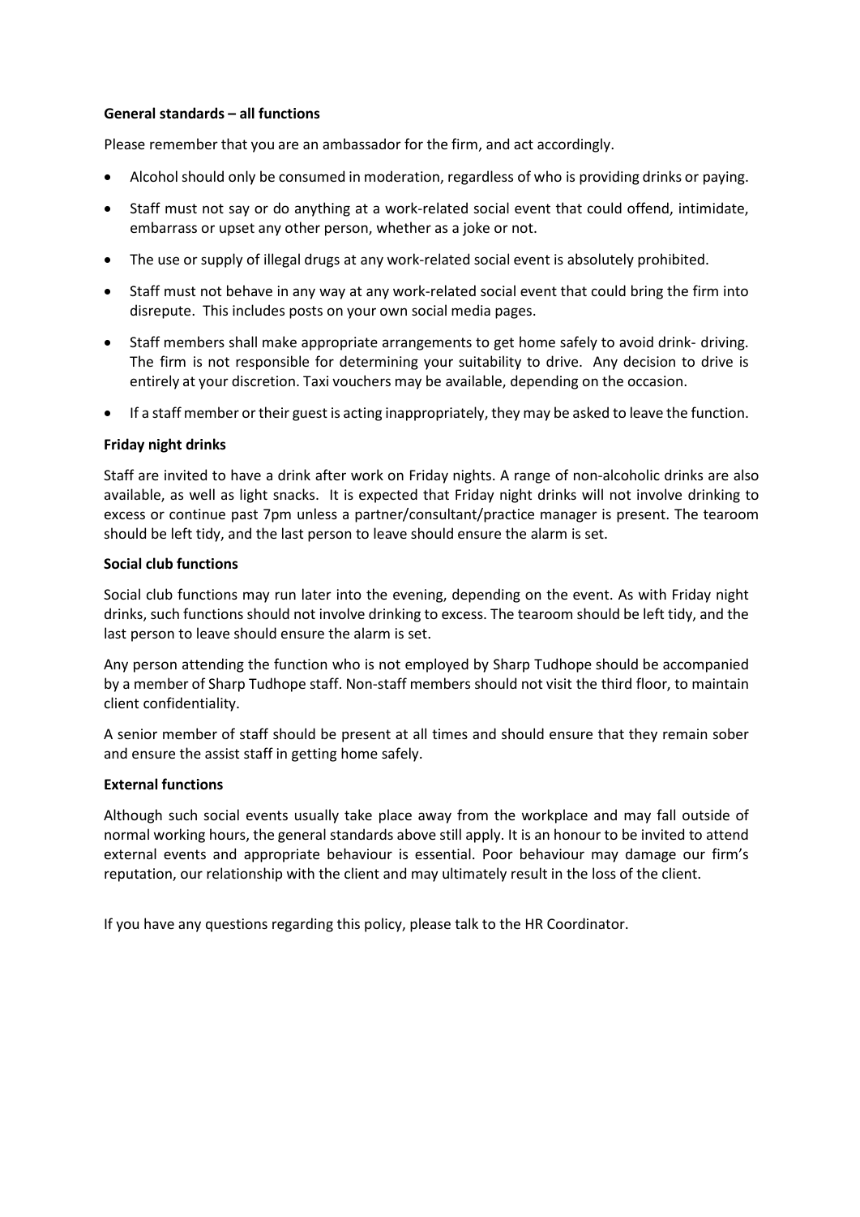**General standards – all functions**

Please remember that you are an ambassador for the firm, and act accordingly.

- Alcohol should only be consumed in moderation, regardless of who is providing drinks or paying.
- Staff must not say or do anything at a work-related social event that could offend, intimidate, embarrass or upset any other person, whether as a joke or not.
- The use or supply of illegal drugs at any work-related social event is absolutely prohibited.
- Staff must not behave in any way at any work-related social event that could bring the firm into disrepute. This includes posts on your own social media pages.
- Staff members shall make appropriate arrangements to get home safely to avoid drink- driving. The firm is not responsible for determining your suitability to drive. Any decision to drive is entirely at your discretion. Taxi vouchers may be available, depending on the occasion.
- If a staff member or their guest is acting inappropriately, they may be asked to leave the function.

**Friday night drinks**

Staff are invited to have a drink after work on Friday nights. A range of non-alcoholic drinks are also available, as well as light snacks. It is expected that Friday night drinks will not involve drinking to excess or continue past 7pm unless a partner/consultant/practice manager is present. The tearoom should be left tidy, and the last person to leave should ensure the alarm is set.

**Social club functions**

Social club functions may run later into the evening, depending on the event. As with Friday night drinks, such functions should not involve drinking to excess. The tearoom should be left tidy, and the last person to leave should ensure the alarm is set.

Any person attending the function who is not employed by Sharp Tudhope should be accompanied by a member of Sharp Tudhope staff. Non-staff members should not visit the third floor, to maintain client confidentiality.

A senior member of staff should be present at all times and should ensure that they remain sober and ensure the assist staff in getting home safely.

**External functions**

Although such social events usually take place away from the workplace and may fall outside of normal working hours, the general standards above still apply. It is an honour to be invited to attend external events and appropriate behaviour is essential. Poor behaviour may damage our firm's reputation, our relationship with the client and may ultimately result in the loss of the client.

If you have any questions regarding this policy, please talk to the HR Coordinator.